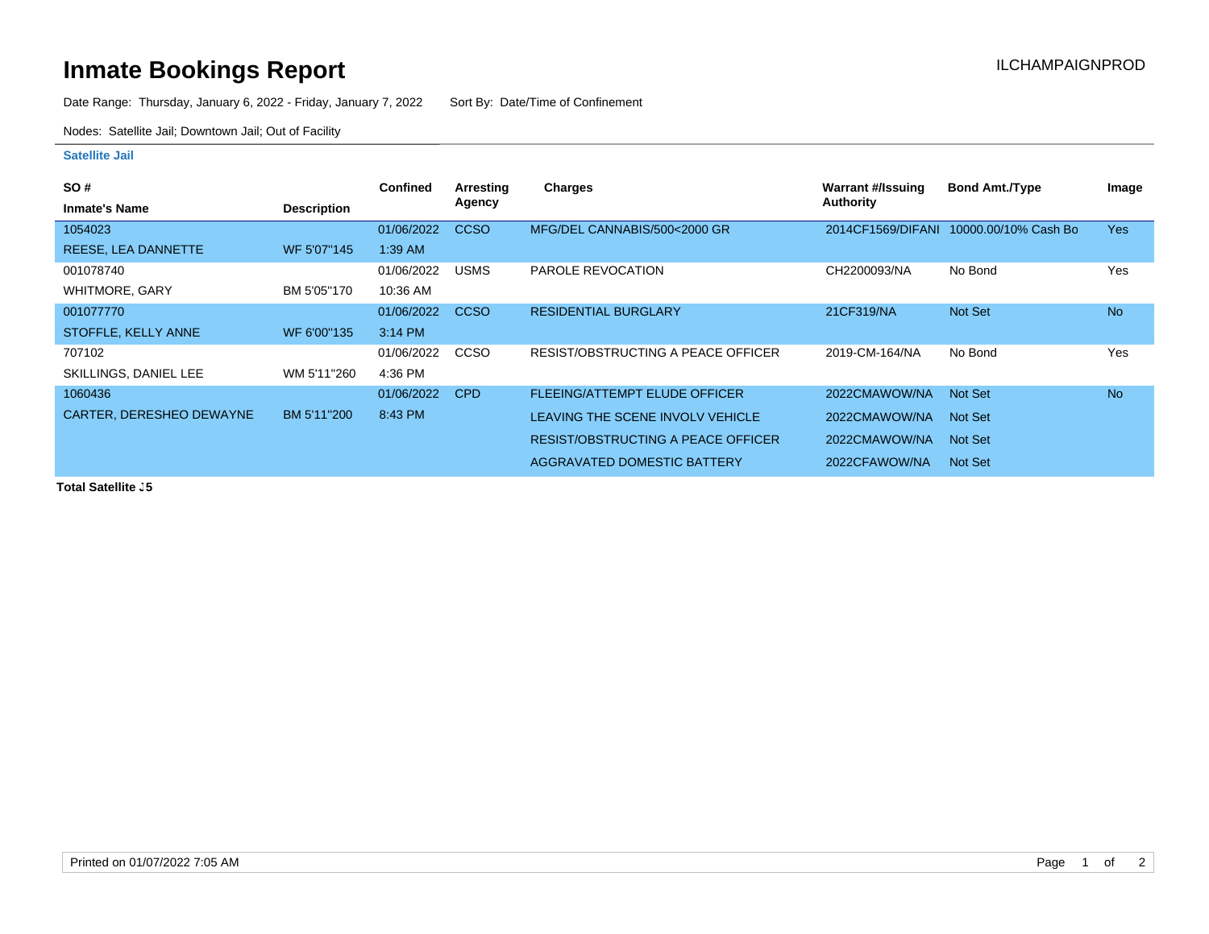# Inmate Bookings Report

ILCHAMPAIGNPROD

Date Range: Thursday, January 6, 2022 - Friday, January 7, 2022    Sort By: Date/Time of Confinement

Nodes: Satellite Jail; Downtown Jail; Out of Facility

## Satellite Jail

| SO # / Inmate's Name | Description | Confined | Arresting Agency | Charges | Warrant #/Issuing Authority | Bond Amt./Type | Image |
|---|---|---|---|---|---|---|---|
| 1054023 REESE, LEA DANNETTE | WF 5'07"145 | 01/06/2022 1:39 AM | CCSO | MFG/DEL CANNABIS/500<2000 GR | 2014CF1569/DIFANI | 10000.00/10% Cash Bo | Yes |
| 001078740 WHITMORE, GARY | BM 5'05"170 | 01/06/2022 10:36 AM | USMS | PAROLE REVOCATION | CH2200093/NA | No Bond | Yes |
| 001077770 STOFFLE, KELLY ANNE | WF 6'00"135 | 01/06/2022 3:14 PM | CCSO | RESIDENTIAL BURGLARY | 21CF319/NA | Not Set | No |
| 707102 SKILLINGS, DANIEL LEE | WM 5'11"260 | 01/06/2022 4:36 PM | CCSO | RESIST/OBSTRUCTING A PEACE OFFICER | 2019-CM-164/NA | No Bond | Yes |
| 1060436 CARTER, DERESHEO DEWAYNE | BM 5'11"200 | 01/06/2022 8:43 PM | CPD | FLEEING/ATTEMPT ELUDE OFFICER | 2022CMAWOW/NA | Not Set | No |
| | | | | LEAVING THE SCENE INVOLV VEHICLE | 2022CMAWOW/NA | Not Set | |
| | | | | RESIST/OBSTRUCTING A PEACE OFFICER | 2022CMAWOW/NA | Not Set | |
| | | | | AGGRAVATED DOMESTIC BATTERY | 2022CFAWOW/NA | Not Set | |

**Total Satellite : 5**

Printed on 01/07/2022 7:05 AM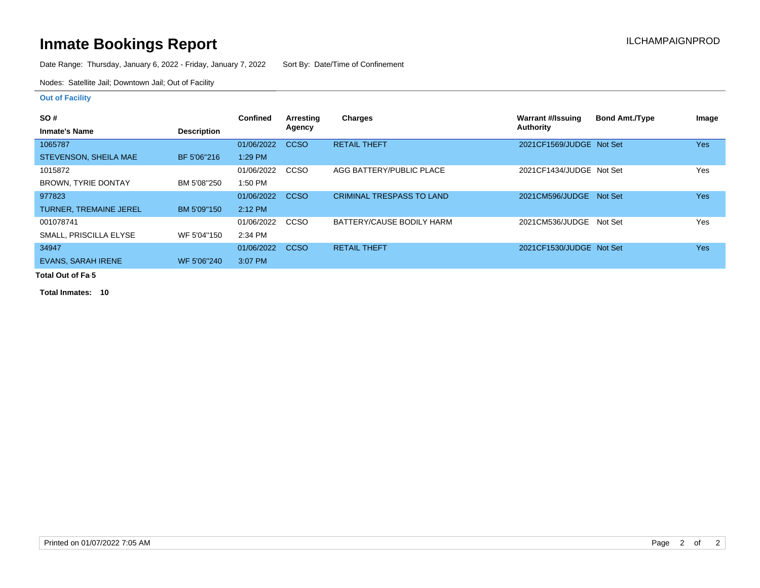# Inmate Bookings Report

ILCHAMPAIGNPROD

Date Range: Thursday, January 6, 2022 - Friday, January 7, 2022 Sort By: Date/Time of Confinement

Nodes: Satellite Jail; Downtown Jail; Out of Facility

### Out of Facility

| SO # / Inmate's Name | Description | Confined | Arresting Agency | Charges | Warrant #/Issuing Authority | Bond Amt./Type | Image |
|---|---|---|---|---|---|---|---|
| 1065787 STEVENSON, SHEILA MAE | BF 5'06"216 | 01/06/2022 1:29 PM | CCSO | RETAIL THEFT | 2021CF1569/JUDGE | Not Set | Yes |
| 1015872 BROWN, TYRIE DONTAY | BM 5'08"250 | 01/06/2022 1:50 PM | CCSO | AGG BATTERY/PUBLIC PLACE | 2021CF1434/JUDGE | Not Set | Yes |
| 977823 TURNER, TREMAINE JEREL | BM 5'09"150 | 01/06/2022 2:12 PM | CCSO | CRIMINAL TRESPASS TO LAND | 2021CM596/JUDGE | Not Set | Yes |
| 001078741 SMALL, PRISCILLA ELYSE | WF 5'04"150 | 01/06/2022 2:34 PM | CCSO | BATTERY/CAUSE BODILY HARM | 2021CM536/JUDGE | Not Set | Yes |
| 34947 EVANS, SARAH IRENE | WF 5'06"240 | 01/06/2022 3:07 PM | CCSO | RETAIL THEFT | 2021CF1530/JUDGE | Not Set | Yes |

**Total Out of Fa 5**

**Total Inmates: 10**

Printed on 01/07/2022 7:05 AM